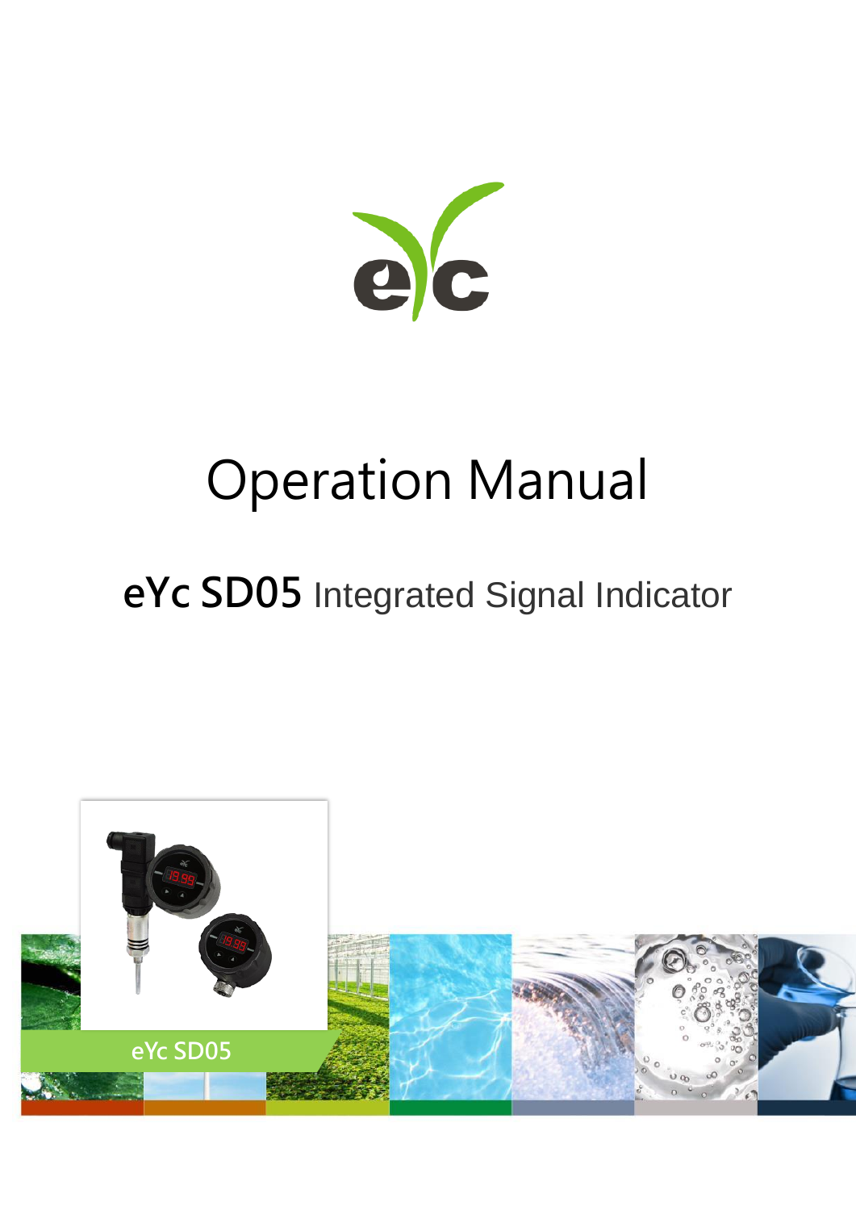# Operation Manual

## eYc SD05 Integrated Signal Indicator

eYc SD05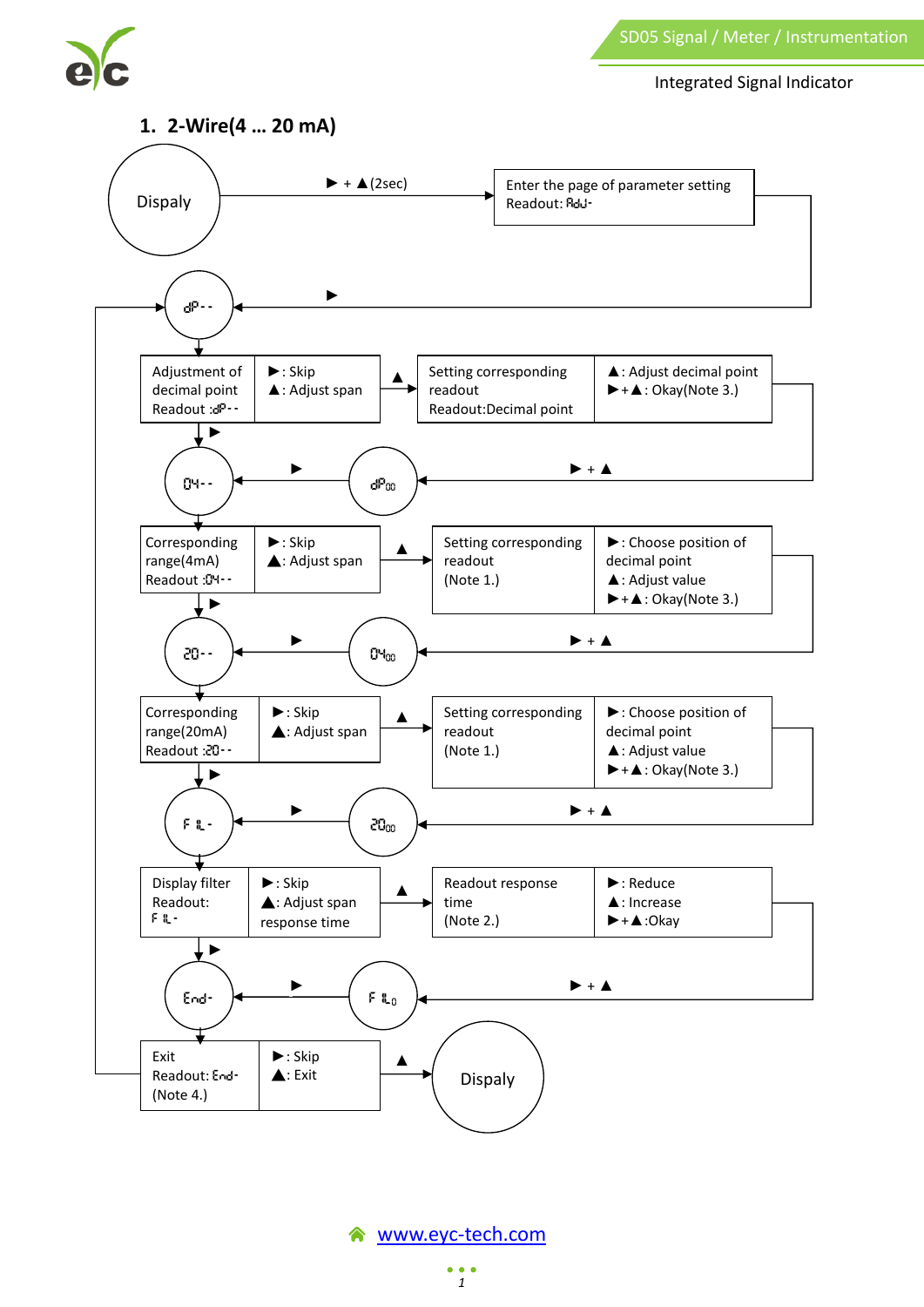## 1. 2-Wire(4 … 20 mA)

Dispaly — ► + ▲(2sec) → Enter the page of parameter setting Readout: AdJ- → ► → dP--

| Step | Keys | Action | Keys |
|---|---|---|---|
| Adjustment of decimal point Readout :dP-- | ►: Skip ▲: Adjust span | ▲ → Setting corresponding readout Readout:Decimal point | ▲: Adjust decimal point ►+▲: Okay(Note 3.) |
| Corresponding range(4mA) Readout :04-- | ►: Skip ▲: Adjust span | ▲ → Setting corresponding readout (Note 1.) | ►: Choose position of decimal point ▲: Adjust value ►+▲: Okay(Note 3.) |
| Corresponding range(20mA) Readout :20-- | ►: Skip ▲: Adjust span | ▲ → Setting corresponding readout (Note 1.) | ►: Choose position of decimal point ▲: Adjust value ►+▲: Okay(Note 3.) |
| Display filter Readout: FIL- | ►: Skip ▲: Adjust span response time | ▲ → Readout response time (Note 2.) | ►: Reduce ▲: Increase ►+▲:Okay |
| Exit Readout: End- (Note 4.) | ►: Skip ▲: Exit | ▲ → Dispaly | |

Flow:
- dP-- → ► → 04-- ; after setting, ► + ▲ → dP00 → ► → 04--
- 04-- → ► → 20-- ; after setting, ► + ▲ → 0400 → ► → 20--
- 20-- → ► → FIL- ; after setting, ► + ▲ → 2000 → ► → FIL-
- FIL- → ► → End- ; after setting, ► + ▲ → FIL0 → ► → End-
- End- → ► (Skip) → dP-- ; ▲ (Exit) → Dispaly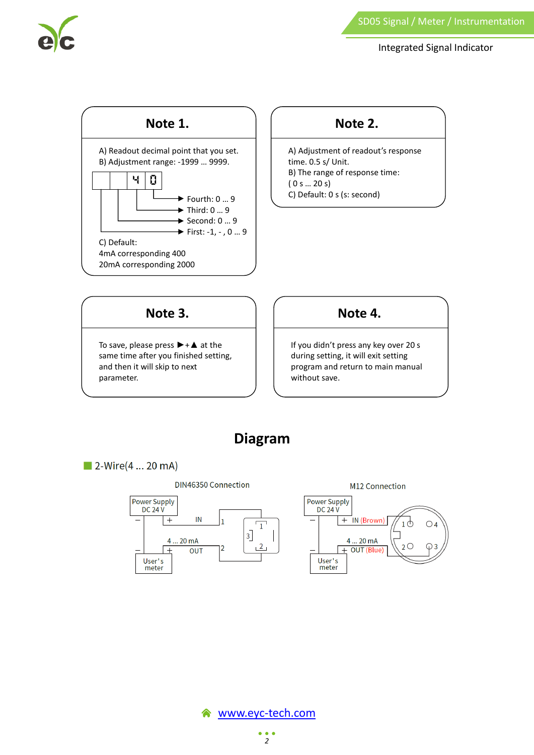## Note 1.

A) Readout decimal point that you set.
B) Adjustment range: -1999 … 9999.

- Fourth: 0 … 9
- Third: 0 … 9
- Second: 0 … 9
- First: -1, - , 0 … 9

C) Default:
4mA corresponding 400
20mA corresponding 2000

## Note 2.

A) Adjustment of readout's response time. 0.5 s/ Unit.
B) The range of response time:
( 0 s … 20 s)
C) Default: 0 s (s: second)

## Note 3.

To save, please press ►+▲ at the same time after you finished setting, and then it will skip to next parameter.

## Note 4.

If you didn't press any key over 20 s during setting, it will exit setting program and return to main manual without save.

# Diagram

■ 2-Wire(4 … 20 mA)

DIN46350 Connection

Power Supply DC 24 V — + IN 1; 4 … 20 mA; User's meter — + OUT 2

M12 Connection

Power Supply DC 24 V — + IN (Brown) 1; 4 … 20 mA; User's meter — + OUT (Blue) 2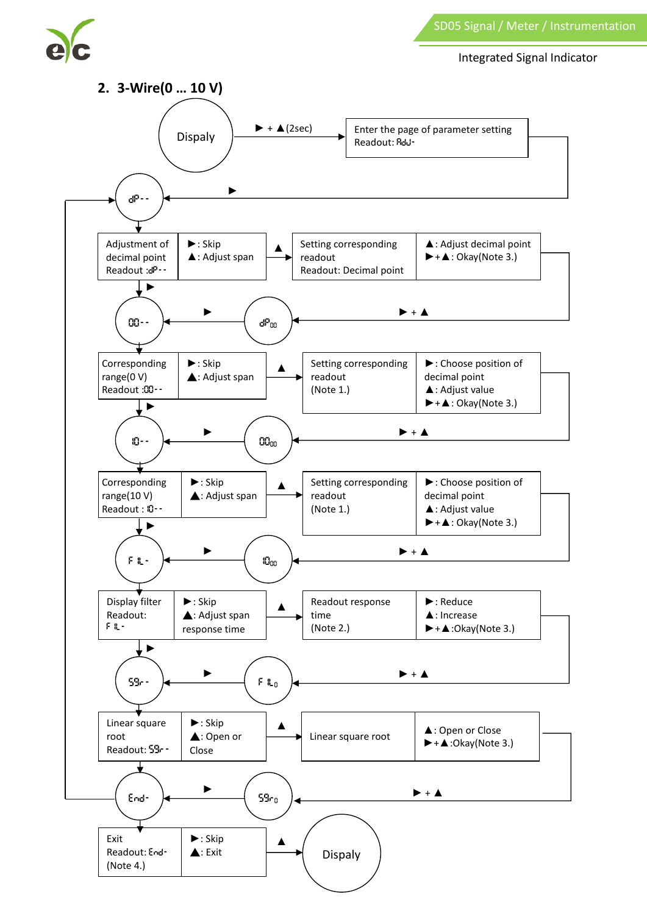## 2. 3-Wire(0 … 10 V)

Dispaly → ► + ▲(2sec) → Enter the page of parameter setting Readout: AdJ-

dP - -

| Adjustment of decimal point Readout :dP - - | ►: Skip ▲: Adjust span |
|---|---|

▲ →

| Setting corresponding readout Readout: Decimal point | ▲: Adjust decimal point ►+▲: Okay(Note 3.) |
|---|---|

► + ▲ → dP00 → ► → 00 - -

| Corresponding range(0 V) Readout :00 - - | ►: Skip ▲: Adjust span |
|---|---|

▲ →

| Setting corresponding readout (Note 1.) | ►: Choose position of decimal point ▲: Adjust value ►+▲: Okay(Note 3.) |
|---|---|

► + ▲ → 0000 → ► → 10 - -

| Corresponding range(10 V) Readout : 10 - - | ►: Skip ▲: Adjust span |
|---|---|

▲ →

| Setting corresponding readout (Note 1.) | ►: Choose position of decimal point ▲: Adjust value ►+▲: Okay(Note 3.) |
|---|---|

► + ▲ → 1000 → ► → FIL-

| Display filter Readout: FIL- | ►: Skip ▲: Adjust span response time |
|---|---|

▲ →

| Readout response time (Note 2.) | ►: Reduce ▲: Increase ►+▲:Okay(Note 3.) |
|---|---|

► + ▲ → FIL0 → ► → SQr-

| Linear square root Readout: SQr- | ►: Skip ▲: Open or Close |
|---|---|

▲ →

| Linear square root | ▲: Open or Close ►+▲:Okay(Note 3.) |
|---|---|

► + ▲ → SQr0 → ► → End- (→ back to dP - -)

| Exit Readout: End- (Note 4.) | ►: Skip ▲: Exit |
|---|---|

▲ → Dispaly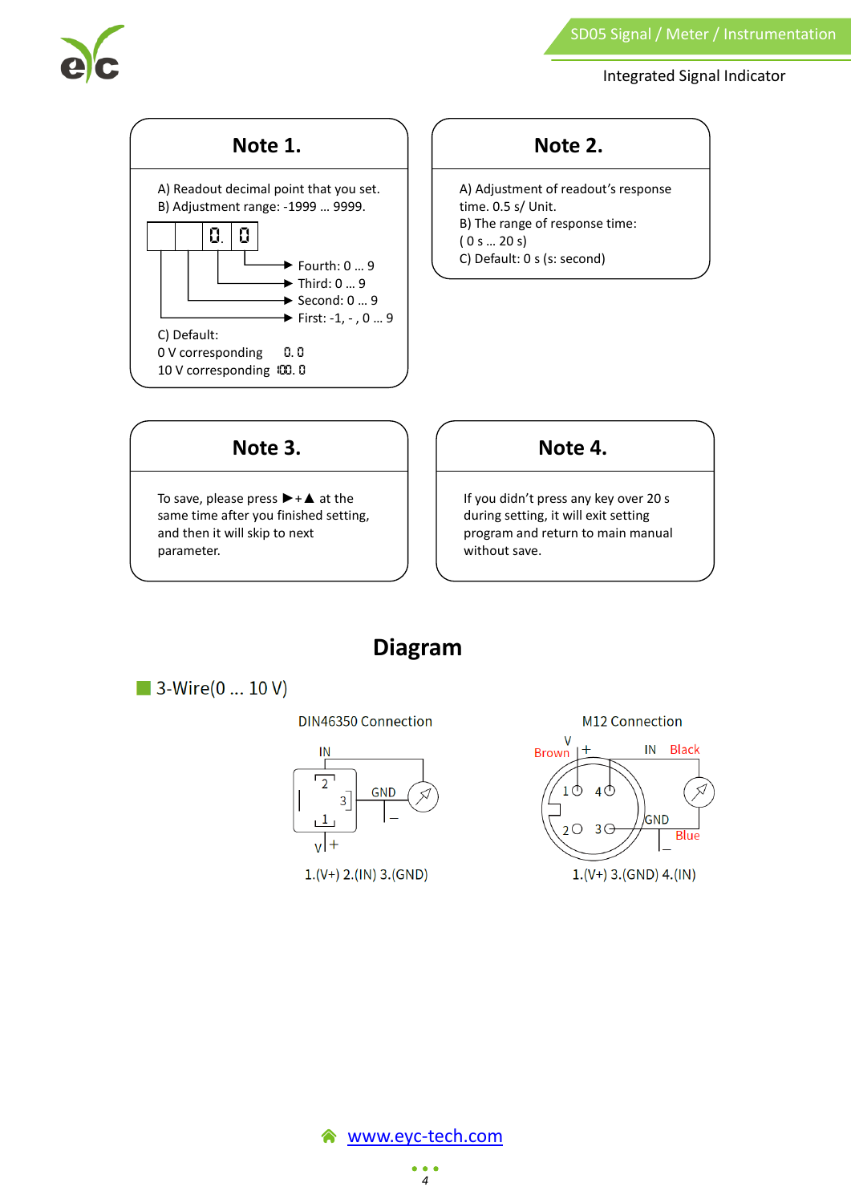## Note 1.

A) Readout decimal point that you set.
B) Adjustment range: -1999 ... 9999.

0. 0

- Fourth: 0 ... 9
- Third: 0 ... 9
- Second: 0 ... 9
- First: -1, - , 0 ... 9

C) Default:
0 V corresponding 0. 0
10 V corresponding 100. 0

## Note 2.

A) Adjustment of readout's response time. 0.5 s/ Unit.
B) The range of response time:
( 0 s ... 20 s)
C) Default: 0 s (s: second)

## Note 3.

To save, please press ▶+▲ at the same time after you finished setting, and then it will skip to next parameter.

## Note 4.

If you didn't press any key over 20 s during setting, it will exit setting program and return to main manual without save.

# Diagram

## 3-Wire(0 ... 10 V)

DIN46350 Connection

IN, GND, V +, –

1.(V+) 2.(IN) 3.(GND)

M12 Connection

V +, Brown, IN Black, GND Blue, –

1.(V+) 3.(GND) 4.(IN)

www.eyc-tech.com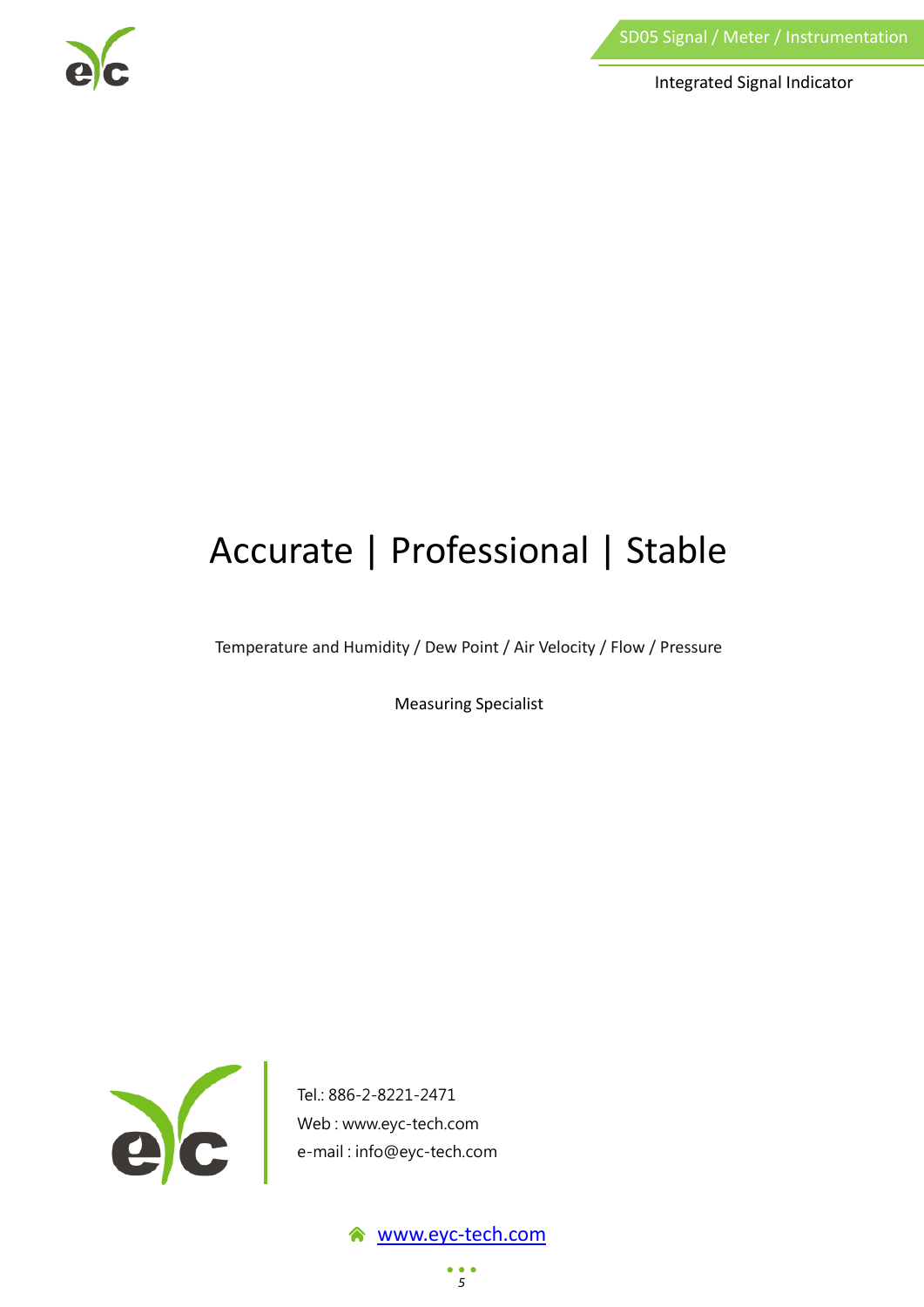# Accurate | Professional | Stable

Temperature and Humidity / Dew Point / Air Velocity / Flow / Pressure

Measuring Specialist

Tel.: 886-2-8221-2471

Web : www.eyc-tech.com

e-mail : info@eyc-tech.com

[www.eyc-tech.com](http://www.eyc-tech.com)